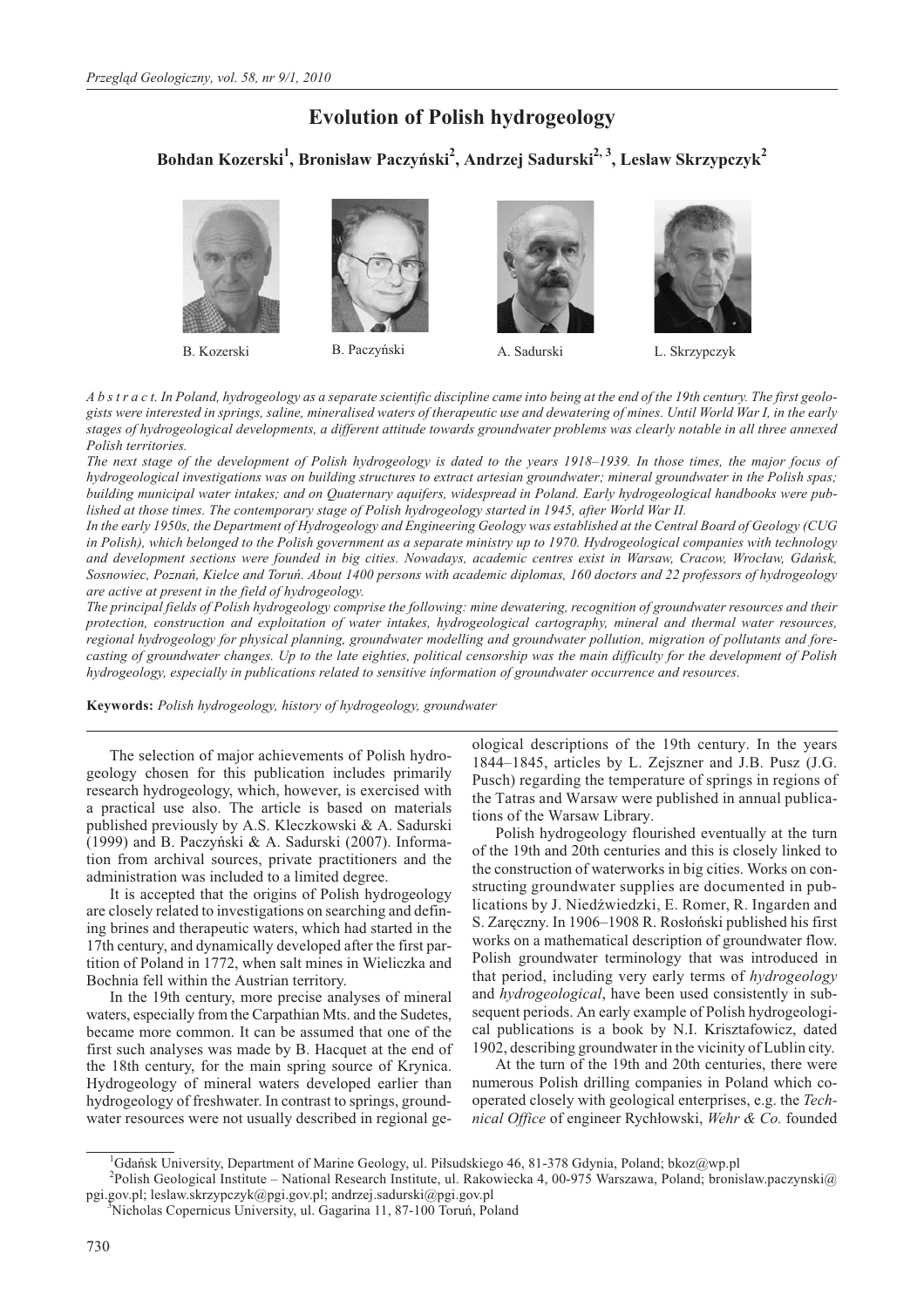# Evolution of Polish hydrogeology

**Bohdan Kozerski[1], Bronisław Paczyński[2], Andrzej Sadurski[2, 3], Lesław Skrzypczyk[2]**

B. Kozerski B. Paczyński A. Sadurski L. Skrzypczyk

*A b s t r a c t. In Poland, hydrogeology as a separate scientific discipline came into being at the end of the 19th century. The first geologists were interested in springs, saline, mineralised waters of therapeutic use and dewatering of mines. Until World War I, in the early stages of hydrogeological developments, a different attitude towards groundwater problems was clearly notable in all three annexed Polish territories.*

*The next stage of the development of Polish hydrogeology is dated to the years 1918–1939. In those times, the major focus of hydrogeological investigations was on building structures to extract artesian groundwater; mineral groundwater in the Polish spas; building municipal water intakes; and on Quaternary aquifers, widespread in Poland. Early hydrogeological handbooks were published at those times. The contemporary stage of Polish hydrogeology started in 1945, after World War II.*

*In the early 1950s, the Department of Hydrogeology and Engineering Geology was established at the Central Board of Geology (CUG in Polish), which belonged to the Polish government as a separate ministry up to 1970. Hydrogeological companies with technology and development sections were founded in big cities. Nowadays, academic centres exist in Warsaw, Cracow, Wrocław, Gdańsk, Sosnowiec, Poznań, Kielce and Toruń. About 1400 persons with academic diplomas, 160 doctors and 22 professors of hydrogeology are active at present in the field of hydrogeology.*

*The principal fields of Polish hydrogeology comprise the following: mine dewatering, recognition of groundwater resources and their protection, construction and exploitation of water intakes, hydrogeological cartography, mineral and thermal water resources, regional hydrogeology for physical planning, groundwater modelling and groundwater pollution, migration of pollutants and forecasting of groundwater changes. Up to the late eighties, political censorship was the main difficulty for the development of Polish hydrogeology, especially in publications related to sensitive information of groundwater occurrence and resources.*

**Keywords:** *Polish hydrogeology, history of hydrogeology, groundwater*

The selection of major achievements of Polish hydrogeology chosen for this publication includes primarily research hydrogeology, which, however, is exercised with a practical use also. The article is based on materials published previously by A.S. Kleczkowski & A. Sadurski (1999) and B. Paczyński & A. Sadurski (2007). Information from archival sources, private practitioners and the administration was included to a limited degree.

It is accepted that the origins of Polish hydrogeology are closely related to investigations on searching and defining brines and therapeutic waters, which had started in the 17th century, and dynamically developed after the first partition of Poland in 1772, when salt mines in Wieliczka and Bochnia fell within the Austrian territory.

In the 19th century, more precise analyses of mineral waters, especially from the Carpathian Mts. and the Sudetes, became more common. It can be assumed that one of the first such analyses was made by B. Hacquet at the end of the 18th century, for the main spring source of Krynica. Hydrogeology of mineral waters developed earlier than hydrogeology of freshwater. In contrast to springs, groundwater resources were not usually described in regional geological descriptions of the 19th century. In the years 1844–1845, articles by L. Zejszner and J.B. Pusz (J.G. Pusch) regarding the temperature of springs in regions of the Tatras and Warsaw were published in annual publications of the Warsaw Library.

Polish hydrogeology flourished eventually at the turn of the 19th and 20th centuries and this is closely linked to the construction of waterworks in big cities. Works on constructing groundwater supplies are documented in publications by J. Niedźwiedzki, E. Romer, R. Ingarden and S. Zaręczny. In 1906–1908 R. Rosłoński published his first works on a mathematical description of groundwater flow. Polish groundwater terminology that was introduced in that period, including very early terms of *hydrogeology* and *hydrogeological*, have been used consistently in subsequent periods. An early example of Polish hydrogeological publications is a book by N.I. Krisztafowicz, dated 1902, describing groundwater in the vicinity of Lublin city.

At the turn of the 19th and 20th centuries, there were numerous Polish drilling companies in Poland which cooperated closely with geological enterprises, e.g. the *Technical Office* of engineer Rychłowski, *Wehr & Co.* founded

[1] Gdańsk University, Department of Marine Geology, ul. Piłsudskiego 46, 81-378 Gdynia, Poland; bkoz@wp.pl

[2] Polish Geological Institute – National Research Institute, ul. Rakowiecka 4, 00-975 Warszawa, Poland; bronislaw.paczynski@pgi.gov.pl; leslaw.skrzypczyk@pgi.gov.pl; andrzej.sadurski@pgi.gov.pl

[3] Nicholas Copernicus University, ul. Gagarina 11, 87-100 Toruń, Poland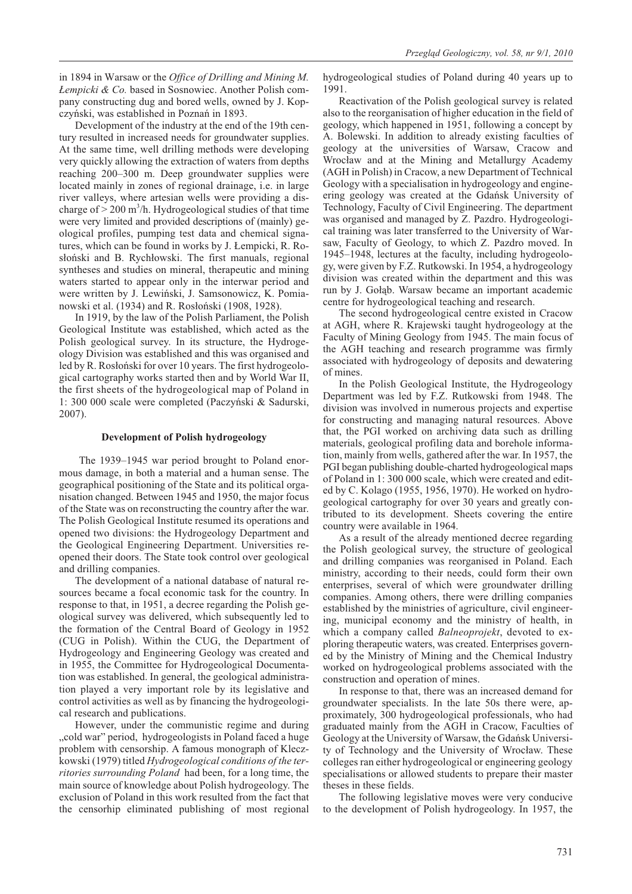in 1894 in Warsaw or the *Office of Drilling and Mining M. Łempicki & Co.* based in Sosnowiec. Another Polish company constructing dug and bored wells, owned by J. Kopczyński, was established in Poznań in 1893.

Development of the industry at the end of the 19th century resulted in increased needs for groundwater supplies. At the same time, well drilling methods were developing very quickly allowing the extraction of waters from depths reaching 200–300 m. Deep groundwater supplies were located mainly in zones of regional drainage, i.e. in large river valleys, where artesian wells were providing a discharge of > 200 $m^3$/h. Hydrogeological studies of that time were very limited and provided descriptions of (mainly) geological profiles, pumping test data and chemical signatures, which can be found in works by J. Łempicki, R. Rosłoński and B. Rychłowski. The first manuals, regional syntheses and studies on mineral, therapeutic and mining waters started to appear only in the interwar period and were written by J. Lewiński, J. Samsonowicz, K. Pomianowski et al. (1934) and R. Rosłoński (1908, 1928).

In 1919, by the law of the Polish Parliament, the Polish Geological Institute was established, which acted as the Polish geological survey. In its structure, the Hydrogeology Division was established and this was organised and led by R. Rosłoński for over 10 years. The first hydrogeological cartography works started then and by World War II, the first sheets of the hydrogeological map of Poland in 1: 300 000 scale were completed (Paczyński & Sadurski, 2007).

## Development of Polish hydrogeology

The 1939–1945 war period brought to Poland enormous damage, in both a material and a human sense. The geographical positioning of the State and its political organisation changed. Between 1945 and 1950, the major focus of the State was on reconstructing the country after the war. The Polish Geological Institute resumed its operations and opened two divisions: the Hydrogeology Department and the Geological Engineering Department. Universities reopened their doors. The State took control over geological and drilling companies.

The development of a national database of natural resources became a focal economic task for the country. In response to that, in 1951, a decree regarding the Polish geological survey was delivered, which subsequently led to the formation of the Central Board of Geology in 1952 (CUG in Polish). Within the CUG, the Department of Hydrogeology and Engineering Geology was created and in 1955, the Committee for Hydrogeological Documentation was established. In general, the geological administration played a very important role by its legislative and control activities as well as by financing the hydrogeological research and publications.

However, under the communistic regime and during „cold war" period, hydrogeologists in Poland faced a huge problem with censorship. A famous monograph of Kleczkowski (1979) titled *Hydrogeological conditions of the territories surrounding Poland* had been, for a long time, the main source of knowledge about Polish hydrogeology. The exclusion of Poland in this work resulted from the fact that the censorhip eliminated publishing of most regional hydrogeological studies of Poland during 40 years up to 1991.

Reactivation of the Polish geological survey is related also to the reorganisation of higher education in the field of geology, which happened in 1951, following a concept by A. Bolewski. In addition to already existing faculties of geology at the universities of Warsaw, Cracow and Wrocław and at the Mining and Metallurgy Academy (AGH in Polish) in Cracow, a new Department of Technical Geology with a specialisation in hydrogeology and engineering geology was created at the Gdańsk University of Technology, Faculty of Civil Engineering. The department was organised and managed by Z. Pazdro. Hydrogeological training was later transferred to the University of Warsaw, Faculty of Geology, to which Z. Pazdro moved. In 1945–1948, lectures at the faculty, including hydrogeology, were given by F.Z. Rutkowski. In 1954, a hydrogeology division was created within the department and this was run by J. Gołąb. Warsaw became an important academic centre for hydrogeological teaching and research.

The second hydrogeological centre existed in Cracow at AGH, where R. Krajewski taught hydrogeology at the Faculty of Mining Geology from 1945. The main focus of the AGH teaching and research programme was firmly associated with hydrogeology of deposits and dewatering of mines.

In the Polish Geological Institute, the Hydrogeology Department was led by F.Z. Rutkowski from 1948. The division was involved in numerous projects and expertise for constructing and managing natural resources. Above that, the PGI worked on archiving data such as drilling materials, geological profiling data and borehole information, mainly from wells, gathered after the war. In 1957, the PGI began publishing double-charted hydrogeological maps of Poland in 1: 300 000 scale, which were created and edited by C. Kolago (1955, 1956, 1970). He worked on hydrogeological cartography for over 30 years and greatly contributed to its development. Sheets covering the entire country were available in 1964.

As a result of the already mentioned decree regarding the Polish geological survey, the structure of geological and drilling companies was reorganised in Poland. Each ministry, according to their needs, could form their own enterprises, several of which were groundwater drilling companies. Among others, there were drilling companies established by the ministries of agriculture, civil engineering, municipal economy and the ministry of health, in which a company called *Balneoprojekt*, devoted to exploring therapeutic waters, was created. Enterprises governed by the Ministry of Mining and the Chemical Industry worked on hydrogeological problems associated with the construction and operation of mines.

In response to that, there was an increased demand for groundwater specialists. In the late 50s there were, approximately, 300 hydrogeological professionals, who had graduated mainly from the AGH in Cracow, Faculties of Geology at the University of Warsaw, the Gdańsk University of Technology and the University of Wrocław. These colleges ran either hydrogeological or engineering geology specialisations or allowed students to prepare their master theses in these fields.

The following legislative moves were very conducive to the development of Polish hydrogeology. In 1957, the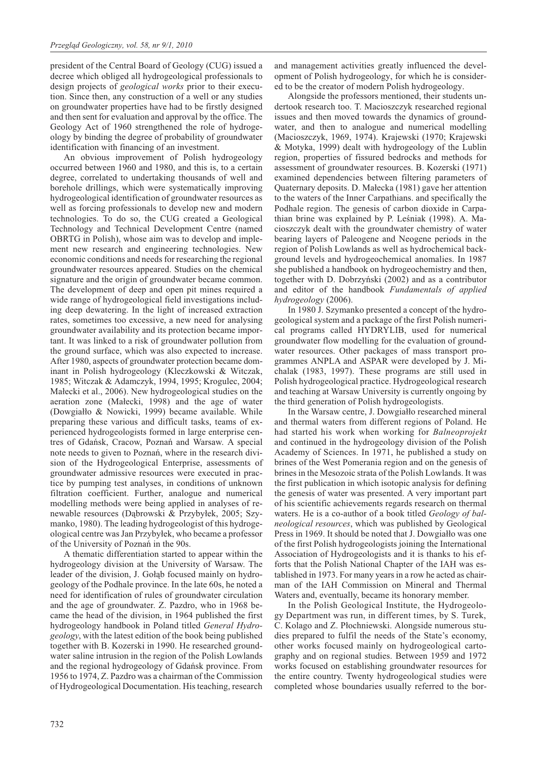president of the Central Board of Geology (CUG) issued a decree which obliged all hydrogeological professionals to design projects of *geological works* prior to their execution. Since then, any construction of a well or any studies on groundwater properties have had to be firstly designed and then sent for evaluation and approval by the office. The Geology Act of 1960 strengthened the role of hydrogeology by binding the degree of probability of groundwater identification with financing of an investment.

An obvious improvement of Polish hydrogeology occurred between 1960 and 1980, and this is, to a certain degree, correlated to undertaking thousands of well and borehole drillings, which were systematically improving hydrogeological identification of groundwater resources as well as forcing professionals to develop new and modern technologies. To do so, the CUG created a Geological Technology and Technical Development Centre (named OBRTG in Polish), whose aim was to develop and implement new research and engineering technologies. New economic conditions and needs for researching the regional groundwater resources appeared. Studies on the chemical signature and the origin of groundwater became common. The development of deep and open pit mines required a wide range of hydrogeological field investigations including deep dewatering. In the light of increased extraction rates, sometimes too excessive, a new need for analysing groundwater availability and its protection became important. It was linked to a risk of groundwater pollution from the ground surface, which was also expected to increase. After 1980, aspects of groundwater protection became dominant in Polish hydrogeology (Kleczkowski & Witczak, 1985; Witczak & Adamczyk, 1994, 1995; Krogulec, 2004; Małecki et al., 2006). New hydrogeological studies on the aeration zone (Małecki, 1998) and the age of water (Dowgiałło & Nowicki, 1999) became available. While preparing these various and difficult tasks, teams of experienced hydrogeologists formed in large enterprise centres of Gdańsk, Cracow, Poznań and Warsaw. A special note needs to given to Poznań, where in the research division of the Hydrogeological Enterprise, assessments of groundwater admissive resources were executed in practice by pumping test analyses, in conditions of unknown filtration coefficient. Further, analogue and numerical modelling methods were being applied in analyses of renewable resources (Dąbrowski & Przybyłek, 2005; Szymanko, 1980). The leading hydrogeologist of this hydrogeological centre was Jan Przybyłek, who became a professor of the University of Poznań in the 90s.

A thematic differentiation started to appear within the hydrogeology division at the University of Warsaw. The leader of the division, J. Gołąb focused mainly on hydrogeology of the Podhale province. In the late 60s, he noted a need for identification of rules of groundwater circulation and the age of groundwater. Z. Pazdro, who in 1968 became the head of the division, in 1964 published the first hydrogeology handbook in Poland titled *General Hydrogeology*, with the latest edition of the book being published together with B. Kozerski in 1990. He researched groundwater saline intrusion in the region of the Polish Lowlands and the regional hydrogeology of Gdańsk province. From 1956 to 1974, Z. Pazdro was a chairman of the Commission of Hydrogeological Documentation. His teaching, research and management activities greatly influenced the development of Polish hydrogeology, for which he is considered to be the creator of modern Polish hydrogeology.

Alongside the professors mentioned, their students undertook research too. T. Macioszczyk researched regional issues and then moved towards the dynamics of groundwater, and then to analogue and numerical modelling (Macioszczyk, 1969, 1974). Krajewski (1970; Krajewski & Motyka, 1999) dealt with hydrogeology of the Lublin region, properties of fissured bedrocks and methods for assessment of groundwater resources. B. Kozerski (1971) examined dependencies between filtering parameters of Quaternary deposits. D. Małecka (1981) gave her attention to the waters of the Inner Carpathians. and specifically the Podhale region. The genesis of carbon dioxide in Carpathian brine was explained by P. Leśniak (1998). A. Macioszczyk dealt with the groundwater chemistry of water bearing layers of Paleogene and Neogene periods in the region of Polish Lowlands as well as hydrochemical background levels and hydrogeochemical anomalies. In 1987 she published a handbook on hydrogeochemistry and then, together with D. Dobrzyński (2002) and as a contributor and editor of the handbook *Fundamentals of applied hydrogeology* (2006).

In 1980 J. Szymanko presented a concept of the hydrogeological system and a package of the first Polish numerical programs called HYDRYLIB, used for numerical groundwater flow modelling for the evaluation of groundwater resources. Other packages of mass transport programmes ANPLA and ASPAR were developed by J. Michalak (1983, 1997). These programs are still used in Polish hydrogeological practice. Hydrogeological research and teaching at Warsaw University is currently ongoing by the third generation of Polish hydrogeologists.

In the Warsaw centre, J. Dowgiałło researched mineral and thermal waters from different regions of Poland. He had started his work when working for *Balneoprojekt* and continued in the hydrogeology division of the Polish Academy of Sciences. In 1971, he published a study on brines of the West Pomerania region and on the genesis of brines in the Mesozoic strata of the Polish Lowlands. It was the first publication in which isotopic analysis for defining the genesis of water was presented. A very important part of his scientific achievements regards research on thermal waters. He is a co-author of a book titled *Geology of balneological resources*, which was published by Geological Press in 1969. It should be noted that J. Dowgiałło was one of the first Polish hydrogeologists joining the International Association of Hydrogeologists and it is thanks to his efforts that the Polish National Chapter of the IAH was established in 1973. For many years in a row he acted as chairman of the IAH Commission on Mineral and Thermal Waters and, eventually, became its honorary member.

In the Polish Geological Institute, the Hydrogeology Department was run, in different times, by S. Turek, C. Kolago and Z. Płochniewski. Alongside numerous studies prepared to fulfil the needs of the State's economy, other works focused mainly on hydrogeological cartography and on regional studies. Between 1959 and 1972 works focused on establishing groundwater resources for the entire country. Twenty hydrogeological studies were completed whose boundaries usually referred to the bor-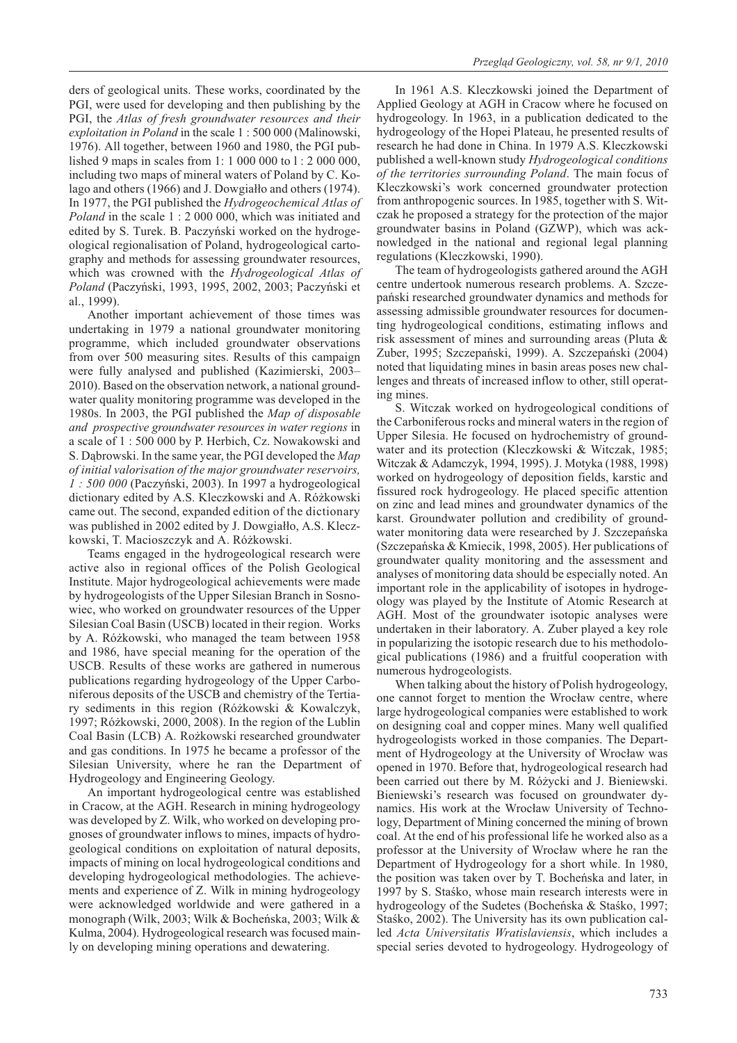ders of geological units. These works, coordinated by the PGI, were used for developing and then publishing by the PGI, the *Atlas of fresh groundwater resources and their exploitation in Poland* in the scale 1 : 500 000 (Malinowski, 1976). All together, between 1960 and 1980, the PGI published 9 maps in scales from 1: 1 000 000 to l : 2 000 000, including two maps of mineral waters of Poland by C. Kolago and others (1966) and J. Dowgiałło and others (1974). In 1977, the PGI published the *Hydrogeochemical Atlas of Poland* in the scale 1 : 2 000 000, which was initiated and edited by S. Turek. B. Paczyński worked on the hydrogeological regionalisation of Poland, hydrogeological cartography and methods for assessing groundwater resources, which was crowned with the *Hydrogeological Atlas of Poland* (Paczyński, 1993, 1995, 2002, 2003; Paczyński et al., 1999).

Another important achievement of those times was undertaking in 1979 a national groundwater monitoring programme, which included groundwater observations from over 500 measuring sites. Results of this campaign were fully analysed and published (Kazimierski, 2003–2010). Based on the observation network, a national groundwater quality monitoring programme was developed in the 1980s. In 2003, the PGI published the *Map of disposable and prospective groundwater resources in water regions* in a scale of 1 : 500 000 by P. Herbich, Cz. Nowakowski and S. Dąbrowski. In the same year, the PGI developed the *Map of initial valorisation of the major groundwater reservoirs, 1 : 500 000* (Paczyński, 2003). In 1997 a hydrogeological dictionary edited by A.S. Kleczkowski and A. Różkowski came out. The second, expanded edition of the dictionary was published in 2002 edited by J. Dowgiałło, A.S. Kleczkowski, T. Macioszczyk and A. Różkowski.

Teams engaged in the hydrogeological research were active also in regional offices of the Polish Geological Institute. Major hydrogeological achievements were made by hydrogeologists of the Upper Silesian Branch in Sosnowiec, who worked on groundwater resources of the Upper Silesian Coal Basin (USCB) located in their region. Works by A. Różkowski, who managed the team between 1958 and 1986, have special meaning for the operation of the USCB. Results of these works are gathered in numerous publications regarding hydrogeology of the Upper Carboniferous deposits of the USCB and chemistry of the Tertiary sediments in this region (Różkowski & Kowalczyk, 1997; Różkowski, 2000, 2008). In the region of the Lublin Coal Basin (LCB) A. Rożkowski researched groundwater and gas conditions. In 1975 he became a professor of the Silesian University, where he ran the Department of Hydrogeology and Engineering Geology.

An important hydrogeological centre was established in Cracow, at the AGH. Research in mining hydrogeology was developed by Z. Wilk, who worked on developing prognoses of groundwater inflows to mines, impacts of hydrogeological conditions on exploitation of natural deposits, impacts of mining on local hydrogeological conditions and developing hydrogeological methodologies. The achievements and experience of Z. Wilk in mining hydrogeology were acknowledged worldwide and were gathered in a monograph (Wilk, 2003; Wilk & Bocheńska, 2003; Wilk & Kulma, 2004). Hydrogeological research was focused mainly on developing mining operations and dewatering.

In 1961 A.S. Kleczkowski joined the Department of Applied Geology at AGH in Cracow where he focused on hydrogeology. In 1963, in a publication dedicated to the hydrogeology of the Hopei Plateau, he presented results of research he had done in China. In 1979 A.S. Kleczkowski published a well-known study *Hydrogeological conditions of the territories surrounding Poland*. The main focus of Kleczkowski's work concerned groundwater protection from anthropogenic sources. In 1985, together with S. Witczak he proposed a strategy for the protection of the major groundwater basins in Poland (GZWP), which was acknowledged in the national and regional legal planning regulations (Kleczkowski, 1990).

The team of hydrogeologists gathered around the AGH centre undertook numerous research problems. A. Szczepański researched groundwater dynamics and methods for assessing admissible groundwater resources for documenting hydrogeological conditions, estimating inflows and risk assessment of mines and surrounding areas (Pluta & Zuber, 1995; Szczepański, 1999). A. Szczepański (2004) noted that liquidating mines in basin areas poses new challenges and threats of increased inflow to other, still operating mines.

S. Witczak worked on hydrogeological conditions of the Carboniferous rocks and mineral waters in the region of Upper Silesia. He focused on hydrochemistry of groundwater and its protection (Kleczkowski & Witczak, 1985; Witczak & Adamczyk, 1994, 1995). J. Motyka (1988, 1998) worked on hydrogeology of deposition fields, karstic and fissured rock hydrogeology. He placed specific attention on zinc and lead mines and groundwater dynamics of the karst. Groundwater pollution and credibility of groundwater monitoring data were researched by J. Szczepańska (Szczepańska & Kmiecik, 1998, 2005). Her publications of groundwater quality monitoring and the assessment and analyses of monitoring data should be especially noted. An important role in the applicability of isotopes in hydrogeology was played by the Institute of Atomic Research at AGH. Most of the groundwater isotopic analyses were undertaken in their laboratory. A. Zuber played a key role in popularizing the isotopic research due to his methodological publications (1986) and a fruitful cooperation with numerous hydrogeologists.

When talking about the history of Polish hydrogeology, one cannot forget to mention the Wrocław centre, where large hydrogeological companies were established to work on designing coal and copper mines. Many well qualified hydrogeologists worked in those companies. The Department of Hydrogeology at the University of Wrocław was opened in 1970. Before that, hydrogeological research had been carried out there by M. Różycki and J. Bieniewski. Bieniewski's research was focused on groundwater dynamics. His work at the Wrocław University of Technology, Department of Mining concerned the mining of brown coal. At the end of his professional life he worked also as a professor at the University of Wrocław where he ran the Department of Hydrogeology for a short while. In 1980, the position was taken over by T. Bocheńska and later, in 1997 by S. Staśko, whose main research interests were in hydrogeology of the Sudetes (Bocheńska & Staśko, 1997; Staśko, 2002). The University has its own publication called *Acta Universitatis Wratislaviensis*, which includes a special series devoted to hydrogeology. Hydrogeology of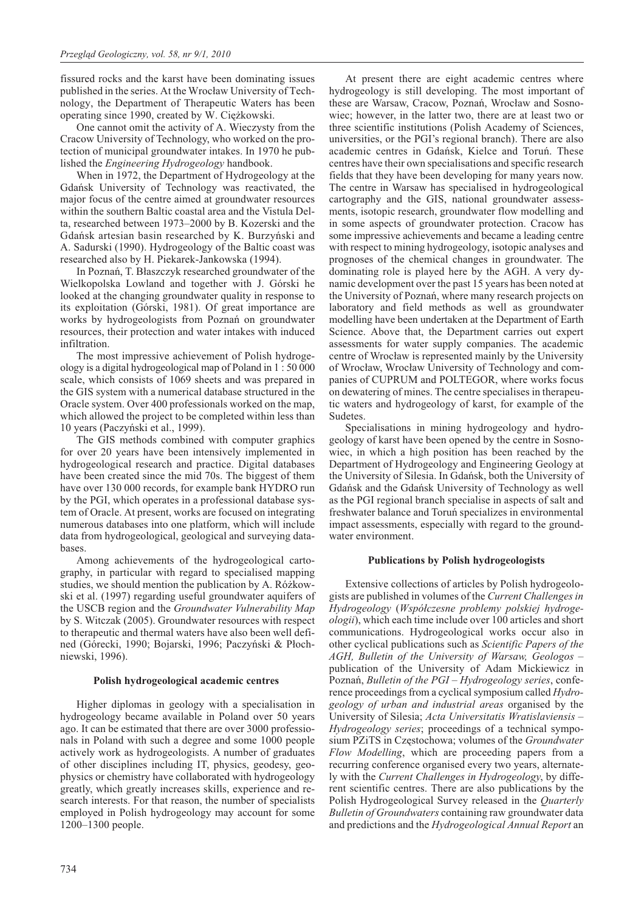fissured rocks and the karst have been dominating issues published in the series. At the Wrocław University of Technology, the Department of Therapeutic Waters has been operating since 1990, created by W. Ciężkowski.

One cannot omit the activity of A. Wieczysty from the Cracow University of Technology, who worked on the protection of municipal groundwater intakes. In 1970 he published the *Engineering Hydrogeology* handbook.

When in 1972, the Department of Hydrogeology at the Gdańsk University of Technology was reactivated, the major focus of the centre aimed at groundwater resources within the southern Baltic coastal area and the Vistula Delta, researched between 1973–2000 by B. Kozerski and the Gdańsk artesian basin researched by K. Burzyński and A. Sadurski (1990). Hydrogeology of the Baltic coast was researched also by H. Piekarek-Jankowska (1994).

In Poznań, T. Błaszczyk researched groundwater of the Wielkopolska Lowland and together with J. Górski he looked at the changing groundwater quality in response to its exploitation (Górski, 1981). Of great importance are works by hydrogeologists from Poznań on groundwater resources, their protection and water intakes with induced infiltration.

The most impressive achievement of Polish hydrogeology is a digital hydrogeological map of Poland in 1 : 50 000 scale, which consists of 1069 sheets and was prepared in the GIS system with a numerical database structured in the Oracle system. Over 400 professionals worked on the map, which allowed the project to be completed within less than 10 years (Paczyński et al., 1999).

The GIS methods combined with computer graphics for over 20 years have been intensively implemented in hydrogeological research and practice. Digital databases have been created since the mid 70s. The biggest of them have over 130 000 records, for example bank HYDRO run by the PGI, which operates in a professional database system of Oracle. At present, works are focused on integrating numerous databases into one platform, which will include data from hydrogeological, geological and surveying databases.

Among achievements of the hydrogeological cartography, in particular with regard to specialised mapping studies, we should mention the publication by A. Różkowski et al. (1997) regarding useful groundwater aquifers of the USCB region and the *Groundwater Vulnerability Map* by S. Witczak (2005). Groundwater resources with respect to therapeutic and thermal waters have also been well defined (Górecki, 1990; Bojarski, 1996; Paczyński & Płochniewski, 1996).

## Polish hydrogeological academic centres

Higher diplomas in geology with a specialisation in hydrogeology became available in Poland over 50 years ago. It can be estimated that there are over 3000 professionals in Poland with such a degree and some 1000 people actively work as hydrogeologists. A number of graduates of other disciplines including IT, physics, geodesy, geophysics or chemistry have collaborated with hydrogeology greatly, which greatly increases skills, experience and research interests. For that reason, the number of specialists employed in Polish hydrogeology may account for some 1200–1300 people.

At present there are eight academic centres where hydrogeology is still developing. The most important of these are Warsaw, Cracow, Poznań, Wrocław and Sosnowiec; however, in the latter two, there are at least two or three scientific institutions (Polish Academy of Sciences, universities, or the PGI's regional branch). There are also academic centres in Gdańsk, Kielce and Toruń. These centres have their own specialisations and specific research fields that they have been developing for many years now. The centre in Warsaw has specialised in hydrogeological cartography and the GIS, national groundwater assessments, isotopic research, groundwater flow modelling and in some aspects of groundwater protection. Cracow has some impressive achievements and became a leading centre with respect to mining hydrogeology, isotopic analyses and prognoses of the chemical changes in groundwater. The dominating role is played here by the AGH. A very dynamic development over the past 15 years has been noted at the University of Poznań, where many research projects on laboratory and field methods as well as groundwater modelling have been undertaken at the Department of Earth Science. Above that, the Department carries out expert assessments for water supply companies. The academic centre of Wrocław is represented mainly by the University of Wrocław, Wrocław University of Technology and companies of CUPRUM and POLTEGOR, where works focus on dewatering of mines. The centre specialises in therapeutic waters and hydrogeology of karst, for example of the Sudetes.

Specialisations in mining hydrogeology and hydrogeology of karst have been opened by the centre in Sosnowiec, in which a high position has been reached by the Department of Hydrogeology and Engineering Geology at the University of Silesia. In Gdańsk, both the University of Gdańsk and the Gdańsk University of Technology as well as the PGI regional branch specialise in aspects of salt and freshwater balance and Toruń specializes in environmental impact assessments, especially with regard to the groundwater environment.

## Publications by Polish hydrogeologists

Extensive collections of articles by Polish hydrogeologists are published in volumes of the *Current Challenges in Hydrogeology* (*Współczesne problemy polskiej hydrogeologii*), which each time include over 100 articles and short communications. Hydrogeological works occur also in other cyclical publications such as *Scientific Papers of the AGH, Bulletin of the University of Warsaw, Geologos* – publication of the University of Adam Mickiewicz in Poznań, *Bulletin of the PGI – Hydrogeology series*, conference proceedings from a cyclical symposium called *Hydrogeology of urban and industrial areas* organised by the University of Silesia; *Acta Universitatis Wratislaviensis – Hydrogeology series*; proceedings of a technical symposium PZiTS in Częstochowa; volumes of the *Groundwater Flow Modelling*, which are proceeding papers from a recurring conference organised every two years, alternately with the *Current Challenges in Hydrogeology*, by different scientific centres. There are also publications by the Polish Hydrogeological Survey released in the *Quarterly Bulletin of Groundwaters* containing raw groundwater data and predictions and the *Hydrogeological Annual Report* an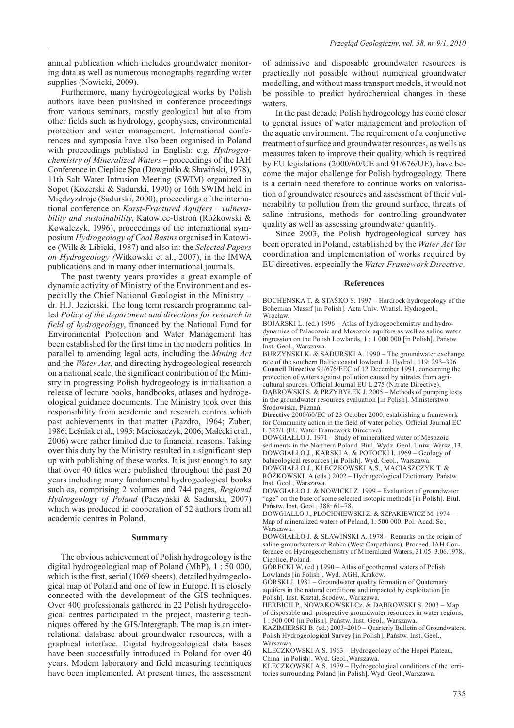annual publication which includes groundwater monitoring data as well as numerous monographs regarding water supplies (Nowicki, 2009).

Furthermore, many hydrogeological works by Polish authors have been published in conference proceedings from various seminars, mostly geological but also from other fields such as hydrology, geophysics, environmental protection and water management. International conferences and symposia have also been organised in Poland with proceedings published in English: e.g. *Hydrogeochemistry of Mineralized Waters* – proceedings of the IAH Conference in Cieplice Spa (Dowgiałło & Sławiński, 1978), 11th Salt Water Intrusion Meeting (SWIM) organized in Sopot (Kozerski & Sadurski, 1990) or 16th SWIM held in Międzyzdroje (Sadurski, 2000), proceedings of the international conference on *Karst-Fractured Aquifers – vulnerability and sustainability*, Katowice-Ustroń (Różkowski & Kowalczyk, 1996), proceedings of the international symposium *Hydrogeology of Coal Basins* organised in Katowice (Wilk & Libicki, 1987) and also in: the *Selected Papers on Hydrogeology (*Witkowski et al., 2007), in the IMWA publications and in many other international journals.

The past twenty years provides a great example of dynamic activity of Ministry of the Environment and especially the Chief National Geologist in the Ministry – dr. H.J. Jezierski. The long term research programme called *Policy of the department and directions for research in field of hydrogeology*, financed by the National Fund for Environmental Protection and Water Management has been established for the first time in the modern politics. In parallel to amending legal acts, including the *Mining Act* and the *Water Act*, and directing hydrogeological research on a national scale, the significant contribution of the Ministry in progressing Polish hydrogeology is initialisation a release of lecture books, handbooks, atlases and hydrogeological guidance documents. The Ministry took over this responsibility from academic and research centres which past achievements in that matter (Pazdro, 1964; Zuber, 1986; Leśniak et al., 1995; Macioszczyk, 2006; Małecki et al., 2006) were rather limited due to financial reasons. Taking over this duty by the Ministry resulted in a significant step up with publishing of these works. It is just enough to say that over 40 titles were published throughout the past 20 years including many fundamental hydrogeological books such as, comprising 2 volumes and 744 pages, *Regional Hydrogeology of Poland* (Paczyński & Sadurski, 2007) which was produced in cooperation of 52 authors from all academic centres in Poland.

## Summary

The obvious achievement of Polish hydrogeology is the digital hydrogeological map of Poland (MhP), 1 : 50 000, which is the first, serial (1069 sheets), detailed hydrogeological map of Poland and one of few in Europe. It is closely connected with the development of the GIS techniques. Over 400 professionals gathered in 22 Polish hydrogeological centres participated in the project, mastering techniques offered by the GIS/Intergraph. The map is an interrelational database about groundwater resources, with a graphical interface. Digital hydrogeological data bases have been successfully introduced in Poland for over 40 years. Modern laboratory and field measuring techniques have been implemented. At present times, the assessment of admissive and disposable groundwater resources is practically not possible without numerical groundwater modelling, and without mass transport models, it would not be possible to predict hydrochemical changes in these waters.

In the past decade, Polish hydrogeology has come closer to general issues of water management and protection of the aquatic environment. The requirement of a conjunctive treatment of surface and groundwater resources, as wells as measures taken to improve their quality, which is required by EU legislations (2000/60/UE and 91/676/UE), have become the major challenge for Polish hydrogeology. There is a certain need therefore to continue works on valorisation of groundwater resources and assessment of their vulnerability to pollution from the ground surface, threats of saline intrusions, methods for controlling groundwater quality as well as assessing groundwater quantity.

Since 2003, the Polish hydrogeological survey has been operated in Poland, established by the *Water Act* for coordination and implementation of works required by EU directives, especially the *Water Framework Directive*.

## References

BOCHEŃSKA T. & STAŚKO S. 1997 – Hardrock hydrogeology of the Bohemian Massif [in Polish]. Acta Univ. Wratisl. Hydrogeol., Wrocław.

BOJARSKI L. (ed.) 1996 – Atlas of hydrogeochemistry and hydrodynamics of Palaeozoic and Mesozoic aquifers as well as saline water ingression on the Polish Lowlands, 1 : 1 000 000 [in Polish]. Państw. Inst. Geol., Warszawa.

BURZYŃSKI K. & SADURSKI A. 1990 – The groundwater exchange rate of the southern Baltic coastal lowland. J. Hydrol., 119: 293–306.

**Council Directive** 91/676/EEC of 12 December 1991, concerning the protection of waters against pollution caused by nitrates from agricultural sources. Official Journal EU L 275 (Nitrate Directive).

DĄBROWSKI S. & PRZYBYŁEK J. 2005 – Methods of pumping tests in the groundwater resources evaluation [in Polish]. Ministerstwo Środowiska, Poznań.

**Directive** 2000/60/EC of 23 October 2000, establishing a framework for Community action in the field of water policy. Official Journal EC L 327/1 (EU Water Framework Directive).

DOWGIAŁŁO J. 1971 – Study of mineralized water of Mesozoic sediments in the Northern Poland. Biul. Wydz. Geol. Uniw. Warsz.,13.

DOWGIAŁŁO J., KARSKI A. & POTOCKI I. 1969 – Geology of balneological resources [in Polish]. Wyd. Geol., Warszawa.

DOWGIAŁŁO J., KLECZKOWSKI A.S., MACIASZCZYK T. & RÓŻKOWSKI. A (eds.) 2002 – Hydrogeological Dictionary. Państw. Inst. Geol., Warszawa.

DOWGIAŁŁO J. & NOWICKI Z. 1999 – Evaluation of groundwater "age" on the base of some selected isotopic methods [in Polish]. Biul. Państw. Inst. Geol., 388: 61–78.

DOWGIAŁŁO J., PŁOCHNIEWSKI Z. & SZPAKIEWICZ M. 1974 – Map of mineralized waters of Poland, 1: 500 000. Pol. Acad. Sc., Warszawa.

DOWGIAŁŁO J. & SŁAWIŃSKI A. 1978 – Remarks on the origin of saline groundwaters at Rabka (West Carpathians). Proceed. IAH Conference on Hydrogeochemistry of Mineralized Waters, 31.05–3.06.1978, Cieplice, Poland.

GÓRECKI W. (ed.) 1990 – Atlas of geothermal waters of Polish Lowlands [in Polish]. Wyd. AGH, Kraków.

GÓRSKI J. 1981 – Groundwater quality formation of Quaternary aquifers in the natural conditions and impacted by exploitation [in Polish]. Inst. Kształ. Środow., Warszawa.

HERBICH P., NOWAKOWSKI Cz. & DĄBROWSKI S. 2003 – Map of disposable and prospective groundwater resources in water regions, 1 : 500 000 [in Polish]. Państw. Inst. Geol., Warszawa.

KAZIMIERSKI B. (ed.) 2003–2010 – Quarterly Bulletin of Groundwaters. Polish Hydrogeological Survey [in Polish]. Państw. Inst. Geol., Warszawa.

KLECZKOWSKI A.S. 1963 – Hydrogeology of the Hopei Plateau, China [in Polish]. Wyd. Geol.,Warszawa.

KLECZKOWSKI A.S. 1979 – Hydrogeological conditions of the territories surrounding Poland [in Polish]. Wyd. Geol.,Warszawa.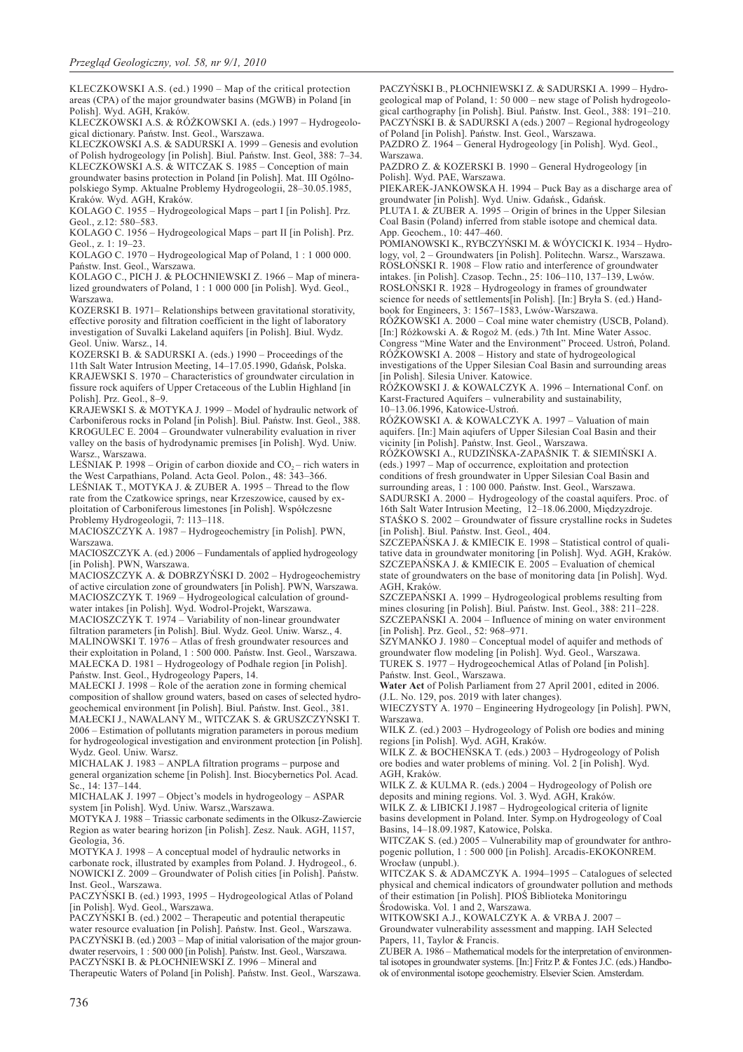KLECZKOWSKI A.S. (ed.) 1990 – Map of the critical protection areas (CPA) of the major groundwater basins (MGWB) in Poland [in Polish]. Wyd. AGH, Kraków.

KLECZKOWSKI A.S. & RÓŻKOWSKI A. (eds.) 1997 – Hydrogeological dictionary. Państw. Inst. Geol., Warszawa.

KLECZKOWSKI A.S. & SADURSKI A. 1999 – Genesis and evolution of Polish hydrogeology [in Polish]. Biul. Państw. Inst. Geol, 388: 7–34.

KLECZKOWSKI A.S. & WITCZAK S. 1985 – Conception of main groundwater basins protection in Poland [in Polish]. Mat. III Ogólnopolskiego Symp. Aktualne Problemy Hydrogeologii, 28–30.05.1985, Kraków. Wyd. AGH, Kraków.

KOLAGO C. 1955 – Hydrogeological Maps – part I [in Polish]. Prz. Geol., z.12: 580–583.

KOLAGO C. 1956 – Hydrogeological Maps – part II [in Polish]. Prz. Geol., z. 1: 19–23.

KOLAGO C. 1970 – Hydrogeological Map of Poland, 1 : 1 000 000. Państw. Inst. Geol., Warszawa.

KOLAGO C., PICH J. & PŁOCHNIEWSKI Z. 1966 – Map of mineralized groundwaters of Poland, 1 : 1 000 000 [in Polish]. Wyd. Geol., Warszawa.

KOZERSKI B. 1971– Relationships between gravitational storativity, effective porosity and filtration coefficient in the light of laboratory investigation of Suvalki Lakeland aquifers [in Polish]. Biul. Wydz. Geol. Uniw. Warsz., 14.

KOZERSKI B. & SADURSKI A. (eds.) 1990 – Proceedings of the 11th Salt Water Intrusion Meeting, 14–17.05.1990, Gdańsk, Polska.

KRAJEWSKI S. 1970 – Characteristics of groundwater circulation in fissure rock aquifers of Upper Cretaceous of the Lublin Highland [in Polish]. Prz. Geol., 8–9.

KRAJEWSKI S. & MOTYKA J. 1999 – Model of hydraulic network of Carboniferous rocks in Poland [in Polish]. Biul. Państw. Inst. Geol., 388.

KROGULEC E. 2004 – Groundwater vulnerability evaluation in river valley on the basis of hydrodynamic premises [in Polish]. Wyd. Uniw. Warsz., Warszawa.

LEŚNIAK P. 1998 – Origin of carbon dioxide and $CO_2$ – rich waters in the West Carpathians, Poland. Acta Geol. Polon., 48: 343–366.

LEŚNIAK T., MOTYKA J. & ZUBER A. 1995 – Thread to the flow rate from the Czatkowice springs, near Krzeszowice, caused by exploitation of Carboniferous limestones [in Polish]. Współczesne Problemy Hydrogeologii, 7: 113–118.

MACIOSZCZYK A. 1987 – Hydrogeochemistry [in Polish]. PWN, Warszawa.

MACIOSZCZYK A. (ed.) 2006 – Fundamentals of applied hydrogeology [in Polish]. PWN, Warszawa.

MACIOSZCZYK A. & DOBRZYŃSKI D. 2002 – Hydrogeochemistry of active circulation zone of groundwaters [in Polish]. PWN, Warszawa.

MACIOSZCZYK T. 1969 – Hydrogeological calculation of groundwater intakes [in Polish]. Wyd. Wodrol-Projekt, Warszawa.

MACIOSZCZYK T. 1974 – Variability of non-linear groundwater filtration parameters [in Polish]. Biul. Wydz. Geol. Uniw. Warsz., 4.

MALINOWSKI T. 1976 – Atlas of fresh groundwater resources and their exploitation in Poland, 1 : 500 000. Państw. Inst. Geol., Warszawa.

MAŁECKA D. 1981 – Hydrogeology of Podhale region [in Polish]. Państw. Inst. Geol., Hydrogeology Papers, 14.

MAŁECKI J. 1998 – Role of the aeration zone in forming chemical composition of shallow ground waters, based on cases of selected hydrogeochemical environment [in Polish]. Biul. Państw. Inst. Geol., 381.

MAŁECKI J., NAWALANY M., WITCZAK S. & GRUSZCZYŃSKI T. 2006 – Estimation of pollutants migration parameters in porous medium for hydrogeological investigation and environment protection [in Polish]. Wydz. Geol. Uniw. Warsz.

MICHALAK J. 1983 – ANPLA filtration programs – purpose and general organization scheme [in Polish]. Inst. Biocybernetics Pol. Acad. Sc., 14: 137–144.

MICHALAK J. 1997 – Object's models in hydrogeology – ASPAR system [in Polish]. Wyd. Uniw. Warsz.,Warszawa.

MOTYKA J. 1988 – Triassic carbonate sediments in the Olkusz-Zawiercie Region as water bearing horizon [in Polish]. Zesz. Nauk. AGH, 1157, Geologia, 36.

MOTYKA J. 1998 – A conceptual model of hydraulic networks in carbonate rock, illustrated by examples from Poland. J. Hydrogeol., 6.

NOWICKI Z. 2009 – Groundwater of Polish cities [in Polish]. Państw. Inst. Geol., Warszawa.

PACZYŃSKI B. (ed.) 1993, 1995 – Hydrogeological Atlas of Poland [in Polish]. Wyd. Geol., Warszawa.

PACZYŃSKI B. (ed.) 2002 – Therapeutic and potential therapeutic water resource evaluation [in Polish]. Państw. Inst. Geol., Warszawa.

PACZYŃSKI B. (ed.) 2003 – Map of initial valorisation of the major groundwater reservoirs, 1 : 500 000 [in Polish]. Państw. Inst. Geol., Warszawa.

PACZYŃSKI B. & PŁOCHNIEWSKI Z. 1996 – Mineral and Therapeutic Waters of Poland [in Polish]. Państw. Inst. Geol., Warszawa.

PACZYŃSKI B., PŁOCHNIEWSKI Z. & SADURSKI A. 1999 – Hydrogeological map of Poland, 1: 50 000 – new stage of Polish hydrogeological carthography [in Polish]. Biul. Państw. Inst. Geol., 388: 191–210.

PACZYŃSKI B. & SADURSKI A (eds.) 2007 – Regional hydrogeology of Poland [in Polish]. Państw. Inst. Geol., Warszawa.

PAZDRO Z. 1964 – General Hydrogeology [in Polish]. Wyd. Geol., Warszawa.

PAZDRO Z. & KOZERSKI B. 1990 – General Hydrogeology [in Polish]. Wyd. PAE, Warszawa.

PIEKAREK-JANKOWSKA H. 1994 – Puck Bay as a discharge area of groundwater [in Polish]. Wyd. Uniw. Gdańsk., Gdańsk.

PLUTA I. & ZUBER A. 1995 – Origin of brines in the Upper Silesian Coal Basin (Poland) inferred from stable isotope and chemical data. App. Geochem., 10: 447–460.

POMIANOWSKI K., RYBCZYŃSKI M. & WÓYCICKI K. 1934 – Hydrology, vol. 2 – Groundwaters [in Polish]. Politechn. Warsz., Warszawa.

ROSŁOŃSKI R. 1908 – Flow ratio and interference of groundwater intakes. [in Polish]. Czasop. Techn., 25: 106–110, 137–139, Lwów.

ROSŁOŃSKI R. 1928 – Hydrogeology in frames of groundwater science for needs of settlements[in Polish]. [In:] Bryła S. (ed.) Handbook for Engineers, 3: 1567–1583, Lwów-Warszawa.

RÓŻKOWSKI A. 2000 – Coal mine water chemistry (USCB, Poland). [In:] Różkowski A. & Rogoż M. (eds.) 7th Int. Mine Water Assoc. Congress "Mine Water and the Environment" Proceed. Ustroń, Poland.

RÓŻKOWSKI A. 2008 – History and state of hydrogeological investigations of the Upper Silesian Coal Basin and surrounding areas [in Polish]. Silesia Univer. Katowice.

RÓŻKOWSKI J. & KOWALCZYK A. 1996 – International Conf. on Karst-Fractured Aquifers – vulnerability and sustainability, 10–13.06.1996, Katowice-Ustroń.

RÓŻKOWSKI A. & KOWALCZYK A. 1997 – Valuation of main aquifers. [In:] Main aqiufers of Upper Silesian Coal Basin and their vicinity [in Polish]. Państw. Inst. Geol., Warszawa.

RÓŻKOWSKI A., RUDZIŃSKA-ZAPAŚNIK T. & SIEMIŃSKI A. (eds.) 1997 – Map of occurrence, exploitation and protection conditions of fresh groundwater in Upper Silesian Coal Basin and surrounding areas, 1 : 100 000. Państw. Inst. Geol., Warszawa.

SADURSKI A. 2000 – Hydrogeology of the coastal aquifers. Proc. of 16th Salt Water Intrusion Meeting, 12–18.06.2000, Międzyzdroje.

STAŚKO S. 2002 – Groundwater of fissure crystalline rocks in Sudetes [in Polish]. Biul. Państw. Inst. Geol., 404.

SZCZEPAŃSKA J. & KMIECIK E. 1998 – Statistical control of qualitative data in groundwater monitoring [in Polish]. Wyd. AGH, Kraków.

SZCZEPAŃSKA J. & KMIECIK E. 2005 – Evaluation of chemical state of groundwaters on the base of monitoring data [in Polish]. Wyd. AGH, Kraków.

SZCZEPAŃSKI A. 1999 – Hydrogeological problems resulting from mines closuring [in Polish]. Biul. Państw. Inst. Geol., 388: 211–228.

SZCZEPAŃSKI A. 2004 – Influence of mining on water environment [in Polish]. Prz. Geol., 52: 968–971.

SZYMANKO J. 1980 – Conceptual model of aquifer and methods of groundwater flow modeling [in Polish]. Wyd. Geol., Warszawa.

TUREK S. 1977 – Hydrogeochemical Atlas of Poland [in Polish]. Państw. Inst. Geol., Warszawa.

**Water Act** of Polish Parliament from 27 April 2001, edited in 2006. (J.L. No. 129, pos. 2019 with later changes).

WIECZYSTY A. 1970 – Engineering Hydrogeology [in Polish]. PWN, Warszawa.

WILK Z. (ed.) 2003 – Hydrogeology of Polish ore bodies and mining regions [in Polish]. Wyd. AGH, Kraków.

WILK Z. & BOCHEŃSKA T. (eds.) 2003 – Hydrogeology of Polish ore bodies and water problems of mining. Vol. 2 [in Polish]. Wyd. AGH, Kraków.

WILK Z. & KULMA R. (eds.) 2004 – Hydrogeology of Polish ore deposits and mining regions. Vol. 3. Wyd. AGH, Kraków.

WILK Z. & LIBICKI J.1987 – Hydrogeological criteria of lignite basins development in Poland. Inter. Symp.on Hydrogeology of Coal Basins, 14–18.09.1987, Katowice, Polska.

WITCZAK S. (ed.) 2005 – Vulnerability map of groundwater for anthropogenic pollution, 1 : 500 000 [in Polish]. Arcadis-EKOKONREM. Wrocław (unpubl.).

WITCZAK S. & ADAMCZYK A. 1994–1995 – Catalogues of selected physical and chemical indicators of groundwater pollution and methods of their estimation [in Polish]. PIOŚ Biblioteka Monitoringu Środowiska. Vol. 1 and 2, Warszawa.

WITKOWSKI A.J., KOWALCZYK A. & VRBA J. 2007 – Groundwater vulnerability assessment and mapping. IAH Selected Papers, 11, Taylor & Francis.

ZUBER A. 1986 – Mathematical models for the interpretation of environmental isotopes in groundwater systems. [In:] Fritz P. & Fontes J.C. (eds.) Handbook of environmental isotope geochemistry. Elsevier Scien. Amsterdam.